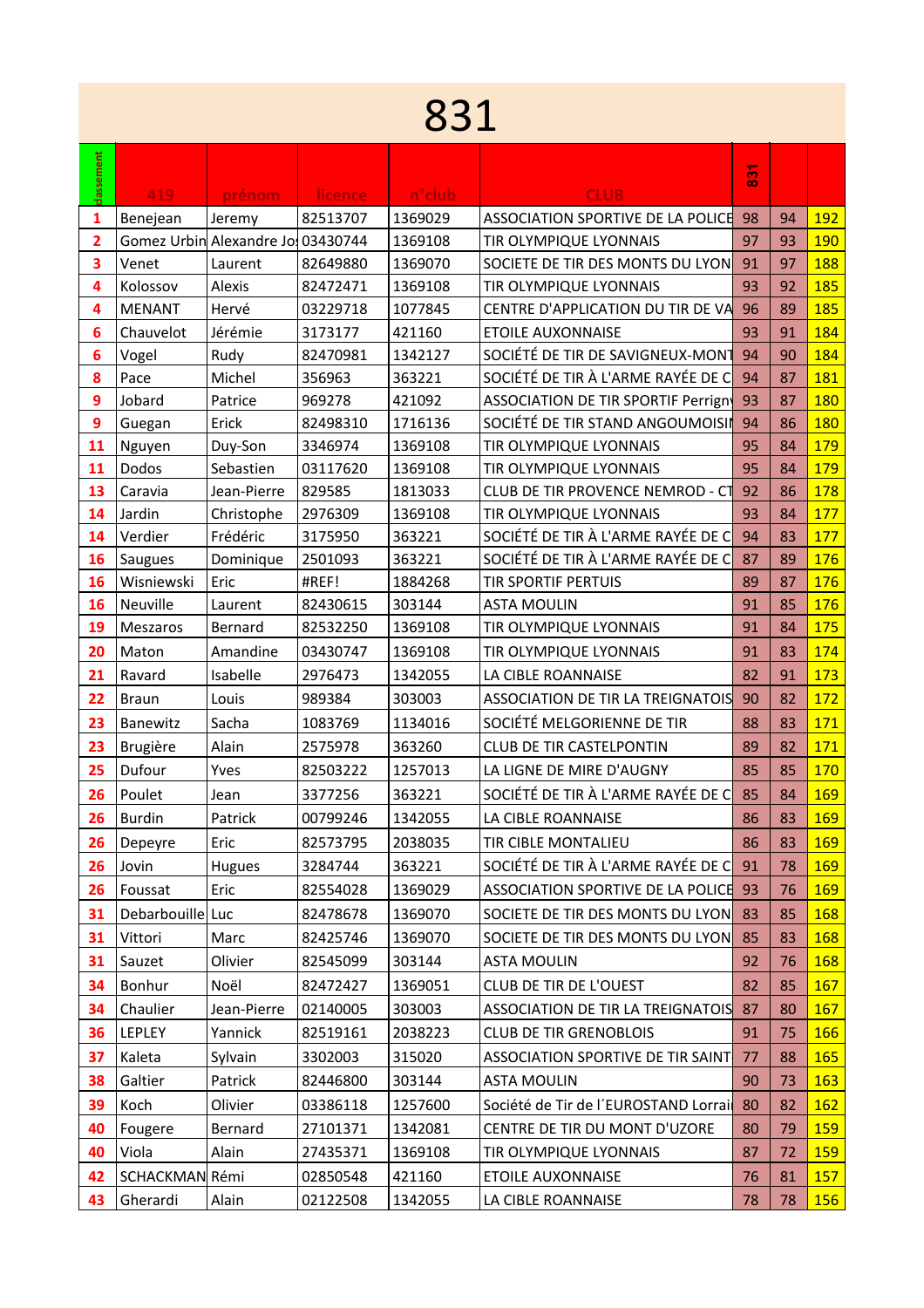# 831

| classement | 419 | prénom | licence | n°club | CLUB | 831 | | |
|---|---|---|---|---|---|---|---|---|
| 1 | Benejean | Jeremy | 82513707 | 1369029 | ASSOCIATION SPORTIVE DE LA POLICE | 98 | 94 | 192 |
| 2 | Gomez Urbin | Alexandre Jo | 03430744 | 1369108 | TIR OLYMPIQUE LYONNAIS | 97 | 93 | 190 |
| 3 | Venet | Laurent | 82649880 | 1369070 | SOCIETE DE TIR DES MONTS DU LYON | 91 | 97 | 188 |
| 4 | Kolossov | Alexis | 82472471 | 1369108 | TIR OLYMPIQUE LYONNAIS | 93 | 92 | 185 |
| 4 | MENANT | Hervé | 03229718 | 1077845 | CENTRE D'APPLICATION DU TIR DE VA | 96 | 89 | 185 |
| 6 | Chauvelot | Jérémie | 3173177 | 421160 | ETOILE AUXONNAISE | 93 | 91 | 184 |
| 6 | Vogel | Rudy | 82470981 | 1342127 | SOCIÉTÉ DE TIR DE SAVIGNEUX-MONT | 94 | 90 | 184 |
| 8 | Pace | Michel | 356963 | 363221 | SOCIÉTÉ DE TIR À L'ARME RAYÉE DE C | 94 | 87 | 181 |
| 9 | Jobard | Patrice | 969278 | 421092 | ASSOCIATION DE TIR SPORTIF Perrign | 93 | 87 | 180 |
| 9 | Guegan | Erick | 82498310 | 1716136 | SOCIÉTÉ DE TIR STAND ANGOUMOISII | 94 | 86 | 180 |
| 11 | Nguyen | Duy-Son | 3346974 | 1369108 | TIR OLYMPIQUE LYONNAIS | 95 | 84 | 179 |
| 11 | Dodos | Sebastien | 03117620 | 1369108 | TIR OLYMPIQUE LYONNAIS | 95 | 84 | 179 |
| 13 | Caravia | Jean-Pierre | 829585 | 1813033 | CLUB DE TIR PROVENCE NEMROD - CT | 92 | 86 | 178 |
| 14 | Jardin | Christophe | 2976309 | 1369108 | TIR OLYMPIQUE LYONNAIS | 93 | 84 | 177 |
| 14 | Verdier | Frédéric | 3175950 | 363221 | SOCIÉTÉ DE TIR À L'ARME RAYÉE DE C | 94 | 83 | 177 |
| 16 | Saugues | Dominique | 2501093 | 363221 | SOCIÉTÉ DE TIR À L'ARME RAYÉE DE C | 87 | 89 | 176 |
| 16 | Wisniewski | Eric | #REF! | 1884268 | TIR SPORTIF PERTUIS | 89 | 87 | 176 |
| 16 | Neuville | Laurent | 82430615 | 303144 | ASTA MOULIN | 91 | 85 | 176 |
| 19 | Meszaros | Bernard | 82532250 | 1369108 | TIR OLYMPIQUE LYONNAIS | 91 | 84 | 175 |
| 20 | Maton | Amandine | 03430747 | 1369108 | TIR OLYMPIQUE LYONNAIS | 91 | 83 | 174 |
| 21 | Ravard | Isabelle | 2976473 | 1342055 | LA CIBLE ROANNAISE | 82 | 91 | 173 |
| 22 | Braun | Louis | 989384 | 303003 | ASSOCIATION DE TIR LA TREIGNATOIS | 90 | 82 | 172 |
| 23 | Banewitz | Sacha | 1083769 | 1134016 | SOCIÉTÉ MELGORIENNE DE TIR | 88 | 83 | 171 |
| 23 | Brugière | Alain | 2575978 | 363260 | CLUB DE TIR CASTELPONTIN | 89 | 82 | 171 |
| 25 | Dufour | Yves | 82503222 | 1257013 | LA LIGNE DE MIRE D'AUGNY | 85 | 85 | 170 |
| 26 | Poulet | Jean | 3377256 | 363221 | SOCIÉTÉ DE TIR À L'ARME RAYÉE DE C | 85 | 84 | 169 |
| 26 | Burdin | Patrick | 00799246 | 1342055 | LA CIBLE ROANNAISE | 86 | 83 | 169 |
| 26 | Depeyre | Eric | 82573795 | 2038035 | TIR CIBLE MONTALIEU | 86 | 83 | 169 |
| 26 | Jovin | Hugues | 3284744 | 363221 | SOCIÉTÉ DE TIR À L'ARME RAYÉE DE C | 91 | 78 | 169 |
| 26 | Foussat | Eric | 82554028 | 1369029 | ASSOCIATION SPORTIVE DE LA POLICE | 93 | 76 | 169 |
| 31 | Debarbouille | Luc | 82478678 | 1369070 | SOCIETE DE TIR DES MONTS DU LYON | 83 | 85 | 168 |
| 31 | Vittori | Marc | 82425746 | 1369070 | SOCIETE DE TIR DES MONTS DU LYON | 85 | 83 | 168 |
| 31 | Sauzet | Olivier | 82545099 | 303144 | ASTA MOULIN | 92 | 76 | 168 |
| 34 | Bonhur | Noël | 82472427 | 1369051 | CLUB DE TIR DE L'OUEST | 82 | 85 | 167 |
| 34 | Chaulier | Jean-Pierre | 02140005 | 303003 | ASSOCIATION DE TIR LA TREIGNATOIS | 87 | 80 | 167 |
| 36 | LEPLEY | Yannick | 82519161 | 2038223 | CLUB DE TIR GRENOBLOIS | 91 | 75 | 166 |
| 37 | Kaleta | Sylvain | 3302003 | 315020 | ASSOCIATION SPORTIVE DE TIR SAINT | 77 | 88 | 165 |
| 38 | Galtier | Patrick | 82446800 | 303144 | ASTA MOULIN | 90 | 73 | 163 |
| 39 | Koch | Olivier | 03386118 | 1257600 | Société de Tir de l´EUROSTAND Lorrai | 80 | 82 | 162 |
| 40 | Fougere | Bernard | 27101371 | 1342081 | CENTRE DE TIR DU MONT D'UZORE | 80 | 79 | 159 |
| 40 | Viola | Alain | 27435371 | 1369108 | TIR OLYMPIQUE LYONNAIS | 87 | 72 | 159 |
| 42 | SCHACKMAN | Rémi | 02850548 | 421160 | ETOILE AUXONNAISE | 76 | 81 | 157 |
| 43 | Gherardi | Alain | 02122508 | 1342055 | LA CIBLE ROANNAISE | 78 | 78 | 156 |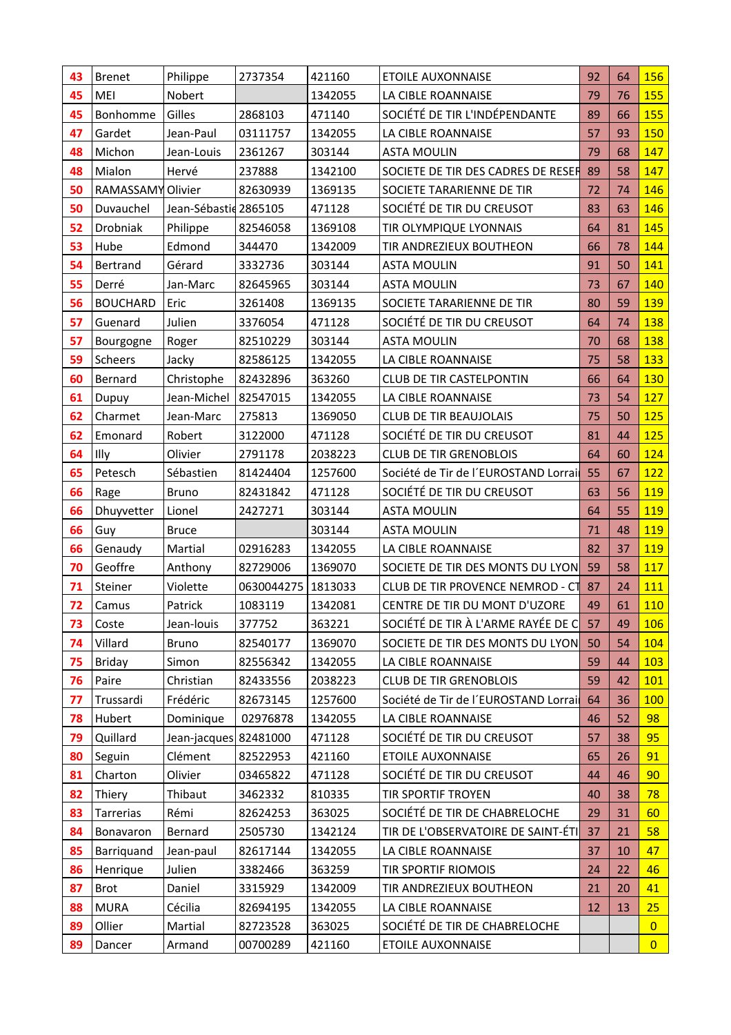| | | | | | | | | |
|---|---|---|---|---|---|---|---|---|
| 43 | Brenet | Philippe | 2737354 | 421160 | ETOILE AUXONNAISE | 92 | 64 | 156 |
| 45 | MEI | Nobert | | 1342055 | LA CIBLE ROANNAISE | 79 | 76 | 155 |
| 45 | Bonhomme | Gilles | 2868103 | 471140 | SOCIÉTÉ DE TIR L'INDÉPENDANTE | 89 | 66 | 155 |
| 47 | Gardet | Jean-Paul | 03111757 | 1342055 | LA CIBLE ROANNAISE | 57 | 93 | 150 |
| 48 | Michon | Jean-Louis | 2361267 | 303144 | ASTA MOULIN | 79 | 68 | 147 |
| 48 | Mialon | Hervé | 237888 | 1342100 | SOCIETE DE TIR DES CADRES DE RESEF | 89 | 58 | 147 |
| 50 | RAMASSAMY | Olivier | 82630939 | 1369135 | SOCIETE TARARIENNE DE TIR | 72 | 74 | 146 |
| 50 | Duvauchel | Jean-Sébastie | 2865105 | 471128 | SOCIÉTÉ DE TIR DU CREUSOT | 83 | 63 | 146 |
| 52 | Drobniak | Philippe | 82546058 | 1369108 | TIR OLYMPIQUE LYONNAIS | 64 | 81 | 145 |
| 53 | Hube | Edmond | 344470 | 1342009 | TIR ANDREZIEUX BOUTHEON | 66 | 78 | 144 |
| 54 | Bertrand | Gérard | 3332736 | 303144 | ASTA MOULIN | 91 | 50 | 141 |
| 55 | Derré | Jan-Marc | 82645965 | 303144 | ASTA MOULIN | 73 | 67 | 140 |
| 56 | BOUCHARD | Eric | 3261408 | 1369135 | SOCIETE TARARIENNE DE TIR | 80 | 59 | 139 |
| 57 | Guenard | Julien | 3376054 | 471128 | SOCIÉTÉ DE TIR DU CREUSOT | 64 | 74 | 138 |
| 57 | Bourgogne | Roger | 82510229 | 303144 | ASTA MOULIN | 70 | 68 | 138 |
| 59 | Scheers | Jacky | 82586125 | 1342055 | LA CIBLE ROANNAISE | 75 | 58 | 133 |
| 60 | Bernard | Christophe | 82432896 | 363260 | CLUB DE TIR CASTELPONTIN | 66 | 64 | 130 |
| 61 | Dupuy | Jean-Michel | 82547015 | 1342055 | LA CIBLE ROANNAISE | 73 | 54 | 127 |
| 62 | Charmet | Jean-Marc | 275813 | 1369050 | CLUB DE TIR BEAUJOLAIS | 75 | 50 | 125 |
| 62 | Emonard | Robert | 3122000 | 471128 | SOCIÉTÉ DE TIR DU CREUSOT | 81 | 44 | 125 |
| 64 | Illy | Olivier | 2791178 | 2038223 | CLUB DE TIR GRENOBLOIS | 64 | 60 | 124 |
| 65 | Petesch | Sébastien | 81424404 | 1257600 | Société de Tir de l´EUROSTAND Lorrai | 55 | 67 | 122 |
| 66 | Rage | Bruno | 82431842 | 471128 | SOCIÉTÉ DE TIR DU CREUSOT | 63 | 56 | 119 |
| 66 | Dhuyvetter | Lionel | 2427271 | 303144 | ASTA MOULIN | 64 | 55 | 119 |
| 66 | Guy | Bruce | | 303144 | ASTA MOULIN | 71 | 48 | 119 |
| 66 | Genaudy | Martial | 02916283 | 1342055 | LA CIBLE ROANNAISE | 82 | 37 | 119 |
| 70 | Geoffre | Anthony | 82729006 | 1369070 | SOCIETE DE TIR DES MONTS DU LYON | 59 | 58 | 117 |
| 71 | Steiner | Violette | 0630044275 | 1813033 | CLUB DE TIR PROVENCE NEMROD - CT | 87 | 24 | 111 |
| 72 | Camus | Patrick | 1083119 | 1342081 | CENTRE DE TIR DU MONT D'UZORE | 49 | 61 | 110 |
| 73 | Coste | Jean-louis | 377752 | 363221 | SOCIÉTÉ DE TIR À L'ARME RAYÉE DE C | 57 | 49 | 106 |
| 74 | Villard | Bruno | 82540177 | 1369070 | SOCIETE DE TIR DES MONTS DU LYON | 50 | 54 | 104 |
| 75 | Briday | Simon | 82556342 | 1342055 | LA CIBLE ROANNAISE | 59 | 44 | 103 |
| 76 | Paire | Christian | 82433556 | 2038223 | CLUB DE TIR GRENOBLOIS | 59 | 42 | 101 |
| 77 | Trussardi | Frédéric | 82673145 | 1257600 | Société de Tir de l´EUROSTAND Lorrai | 64 | 36 | 100 |
| 78 | Hubert | Dominique | 02976878 | 1342055 | LA CIBLE ROANNAISE | 46 | 52 | 98 |
| 79 | Quillard | Jean-jacques | 82481000 | 471128 | SOCIÉTÉ DE TIR DU CREUSOT | 57 | 38 | 95 |
| 80 | Seguin | Clément | 82522953 | 421160 | ETOILE AUXONNAISE | 65 | 26 | 91 |
| 81 | Charton | Olivier | 03465822 | 471128 | SOCIÉTÉ DE TIR DU CREUSOT | 44 | 46 | 90 |
| 82 | Thiery | Thibaut | 3462332 | 810335 | TIR SPORTIF TROYEN | 40 | 38 | 78 |
| 83 | Tarrerias | Rémi | 82624253 | 363025 | SOCIÉTÉ DE TIR DE CHABRELOCHE | 29 | 31 | 60 |
| 84 | Bonavaron | Bernard | 2505730 | 1342124 | TIR DE L'OBSERVATOIRE DE SAINT-ÉTI | 37 | 21 | 58 |
| 85 | Barriquand | Jean-paul | 82617144 | 1342055 | LA CIBLE ROANNAISE | 37 | 10 | 47 |
| 86 | Henrique | Julien | 3382466 | 363259 | TIR SPORTIF RIOMOIS | 24 | 22 | 46 |
| 87 | Brot | Daniel | 3315929 | 1342009 | TIR ANDREZIEUX BOUTHEON | 21 | 20 | 41 |
| 88 | MURA | Cécilia | 82694195 | 1342055 | LA CIBLE ROANNAISE | 12 | 13 | 25 |
| 89 | Ollier | Martial | 82723528 | 363025 | SOCIÉTÉ DE TIR DE CHABRELOCHE | | | 0 |
| 89 | Dancer | Armand | 00700289 | 421160 | ETOILE AUXONNAISE | | | 0 |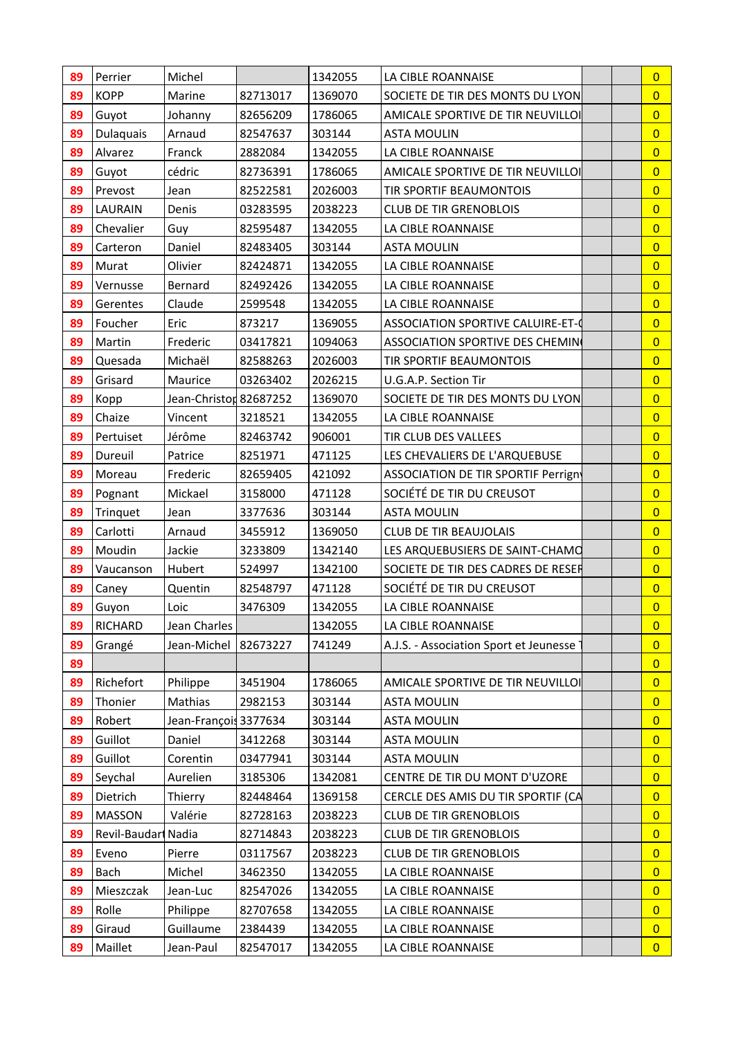| | | | | | | | | |
|---|---|---|---|---|---|---|---|---|
| 89 | Perrier | Michel | | 1342055 | LA CIBLE ROANNAISE | | | 0 |
| 89 | KOPP | Marine | 82713017 | 1369070 | SOCIETE DE TIR DES MONTS DU LYON | | | 0 |
| 89 | Guyot | Johanny | 82656209 | 1786065 | AMICALE SPORTIVE DE TIR NEUVILLOI | | | 0 |
| 89 | Dulaquais | Arnaud | 82547637 | 303144 | ASTA MOULIN | | | 0 |
| 89 | Alvarez | Franck | 2882084 | 1342055 | LA CIBLE ROANNAISE | | | 0 |
| 89 | Guyot | cédric | 82736391 | 1786065 | AMICALE SPORTIVE DE TIR NEUVILLOI | | | 0 |
| 89 | Prevost | Jean | 82522581 | 2026003 | TIR SPORTIF BEAUMONTOIS | | | 0 |
| 89 | LAURAIN | Denis | 03283595 | 2038223 | CLUB DE TIR GRENOBLOIS | | | 0 |
| 89 | Chevalier | Guy | 82595487 | 1342055 | LA CIBLE ROANNAISE | | | 0 |
| 89 | Carteron | Daniel | 82483405 | 303144 | ASTA MOULIN | | | 0 |
| 89 | Murat | Olivier | 82424871 | 1342055 | LA CIBLE ROANNAISE | | | 0 |
| 89 | Vernusse | Bernard | 82492426 | 1342055 | LA CIBLE ROANNAISE | | | 0 |
| 89 | Gerentes | Claude | 2599548 | 1342055 | LA CIBLE ROANNAISE | | | 0 |
| 89 | Foucher | Eric | 873217 | 1369055 | ASSOCIATION SPORTIVE CALUIRE-ET-( | | | 0 |
| 89 | Martin | Frederic | 03417821 | 1094063 | ASSOCIATION SPORTIVE DES CHEMIN( | | | 0 |
| 89 | Quesada | Michaël | 82588263 | 2026003 | TIR SPORTIF BEAUMONTOIS | | | 0 |
| 89 | Grisard | Maurice | 03263402 | 2026215 | U.G.A.P. Section Tir | | | 0 |
| 89 | Kopp | Jean-Christop | 82687252 | 1369070 | SOCIETE DE TIR DES MONTS DU LYON | | | 0 |
| 89 | Chaize | Vincent | 3218521 | 1342055 | LA CIBLE ROANNAISE | | | 0 |
| 89 | Pertuiset | Jérôme | 82463742 | 906001 | TIR CLUB DES VALLEES | | | 0 |
| 89 | Dureuil | Patrice | 8251971 | 471125 | LES CHEVALIERS DE L'ARQUEBUSE | | | 0 |
| 89 | Moreau | Frederic | 82659405 | 421092 | ASSOCIATION DE TIR SPORTIF Perrigny | | | 0 |
| 89 | Pognant | Mickael | 3158000 | 471128 | SOCIÉTÉ DE TIR DU CREUSOT | | | 0 |
| 89 | Trinquet | Jean | 3377636 | 303144 | ASTA MOULIN | | | 0 |
| 89 | Carlotti | Arnaud | 3455912 | 1369050 | CLUB DE TIR BEAUJOLAIS | | | 0 |
| 89 | Moudin | Jackie | 3233809 | 1342140 | LES ARQUEBUSIERS DE SAINT-CHAMO | | | 0 |
| 89 | Vaucanson | Hubert | 524997 | 1342100 | SOCIETE DE TIR DES CADRES DE RESER | | | 0 |
| 89 | Caney | Quentin | 82548797 | 471128 | SOCIÉTÉ DE TIR DU CREUSOT | | | 0 |
| 89 | Guyon | Loic | 3476309 | 1342055 | LA CIBLE ROANNAISE | | | 0 |
| 89 | RICHARD | Jean Charles | | 1342055 | LA CIBLE ROANNAISE | | | 0 |
| 89 | Grangé | Jean-Michel | 82673227 | 741249 | A.J.S. - Association Sport et Jeunesse T | | | 0 |
| 89 | | | | | | | | 0 |
| 89 | Richefort | Philippe | 3451904 | 1786065 | AMICALE SPORTIVE DE TIR NEUVILLOI | | | 0 |
| 89 | Thonier | Mathias | 2982153 | 303144 | ASTA MOULIN | | | 0 |
| 89 | Robert | Jean-François | 3377634 | 303144 | ASTA MOULIN | | | 0 |
| 89 | Guillot | Daniel | 3412268 | 303144 | ASTA MOULIN | | | 0 |
| 89 | Guillot | Corentin | 03477941 | 303144 | ASTA MOULIN | | | 0 |
| 89 | Seychal | Aurelien | 3185306 | 1342081 | CENTRE DE TIR DU MONT D'UZORE | | | 0 |
| 89 | Dietrich | Thierry | 82448464 | 1369158 | CERCLE DES AMIS DU TIR SPORTIF (CA | | | 0 |
| 89 | MASSON | Valérie | 82728163 | 2038223 | CLUB DE TIR GRENOBLOIS | | | 0 |
| 89 | Revil-Baudart | Nadia | 82714843 | 2038223 | CLUB DE TIR GRENOBLOIS | | | 0 |
| 89 | Eveno | Pierre | 03117567 | 2038223 | CLUB DE TIR GRENOBLOIS | | | 0 |
| 89 | Bach | Michel | 3462350 | 1342055 | LA CIBLE ROANNAISE | | | 0 |
| 89 | Mieszczak | Jean-Luc | 82547026 | 1342055 | LA CIBLE ROANNAISE | | | 0 |
| 89 | Rolle | Philippe | 82707658 | 1342055 | LA CIBLE ROANNAISE | | | 0 |
| 89 | Giraud | Guillaume | 2384439 | 1342055 | LA CIBLE ROANNAISE | | | 0 |
| 89 | Maillet | Jean-Paul | 82547017 | 1342055 | LA CIBLE ROANNAISE | | | 0 |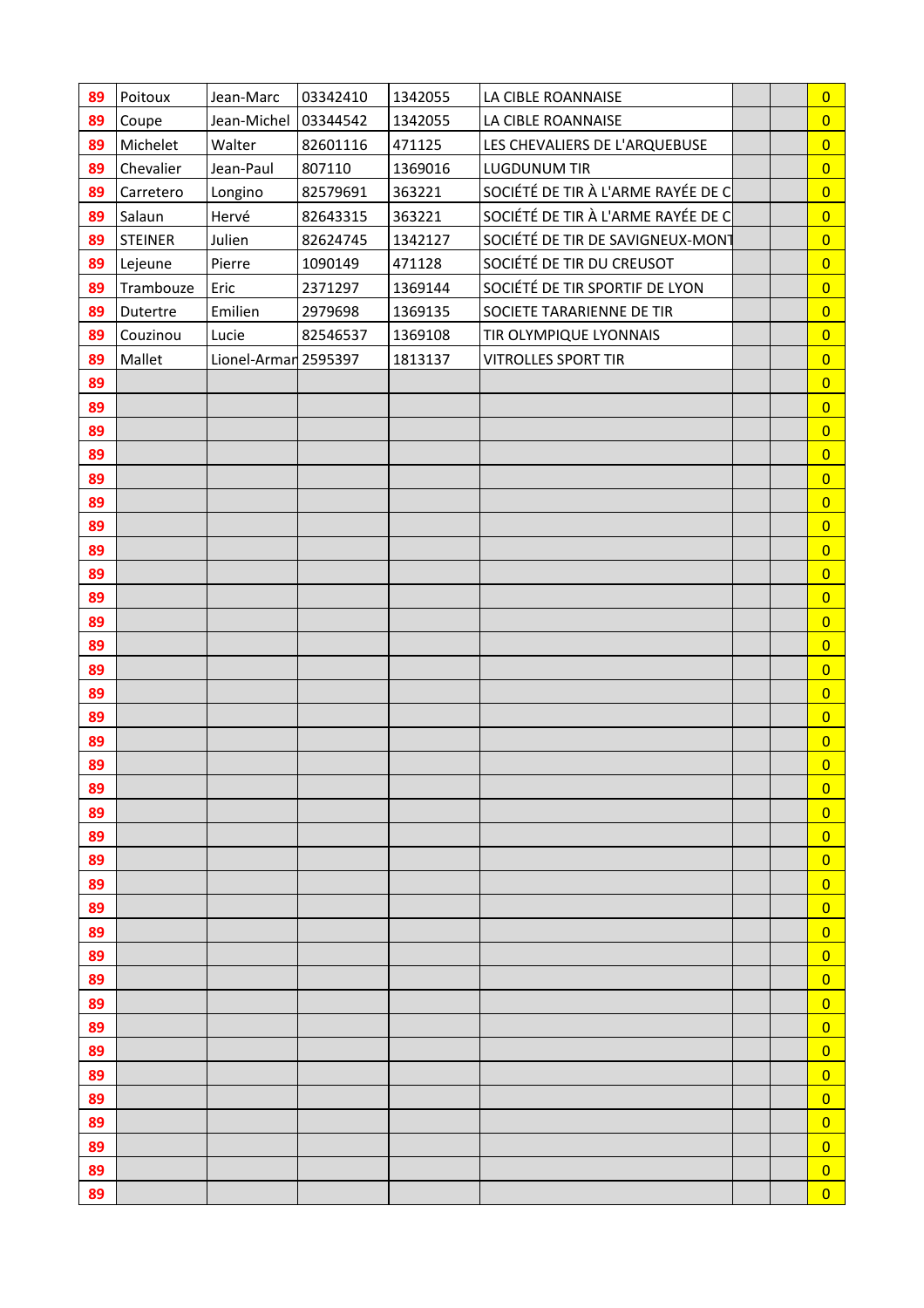| | | | | | | | | |
|---|---|---|---|---|---|---|---|---|
| 89 | Poitoux | Jean-Marc | 03342410 | 1342055 | LA CIBLE ROANNAISE | | | 0 |
| 89 | Coupe | Jean-Michel | 03344542 | 1342055 | LA CIBLE ROANNAISE | | | 0 |
| 89 | Michelet | Walter | 82601116 | 471125 | LES CHEVALIERS DE L'ARQUEBUSE | | | 0 |
| 89 | Chevalier | Jean-Paul | 807110 | 1369016 | LUGDUNUM TIR | | | 0 |
| 89 | Carretero | Longino | 82579691 | 363221 | SOCIÉTÉ DE TIR À L'ARME RAYÉE DE C | | | 0 |
| 89 | Salaun | Hervé | 82643315 | 363221 | SOCIÉTÉ DE TIR À L'ARME RAYÉE DE C | | | 0 |
| 89 | STEINER | Julien | 82624745 | 1342127 | SOCIÉTÉ DE TIR DE SAVIGNEUX-MONT | | | 0 |
| 89 | Lejeune | Pierre | 1090149 | 471128 | SOCIÉTÉ DE TIR DU CREUSOT | | | 0 |
| 89 | Trambouze | Eric | 2371297 | 1369144 | SOCIÉTÉ DE TIR SPORTIF DE LYON | | | 0 |
| 89 | Dutertre | Emilien | 2979698 | 1369135 | SOCIETE TARARIENNE DE TIR | | | 0 |
| 89 | Couzinou | Lucie | 82546537 | 1369108 | TIR OLYMPIQUE LYONNAIS | | | 0 |
| 89 | Mallet | Lionel-Armar | 2595397 | 1813137 | VITROLLES SPORT TIR | | | 0 |
| 89 | | | | | | | | 0 |
| 89 | | | | | | | | 0 |
| 89 | | | | | | | | 0 |
| 89 | | | | | | | | 0 |
| 89 | | | | | | | | 0 |
| 89 | | | | | | | | 0 |
| 89 | | | | | | | | 0 |
| 89 | | | | | | | | 0 |
| 89 | | | | | | | | 0 |
| 89 | | | | | | | | 0 |
| 89 | | | | | | | | 0 |
| 89 | | | | | | | | 0 |
| 89 | | | | | | | | 0 |
| 89 | | | | | | | | 0 |
| 89 | | | | | | | | 0 |
| 89 | | | | | | | | 0 |
| 89 | | | | | | | | 0 |
| 89 | | | | | | | | 0 |
| 89 | | | | | | | | 0 |
| 89 | | | | | | | | 0 |
| 89 | | | | | | | | 0 |
| 89 | | | | | | | | 0 |
| 89 | | | | | | | | 0 |
| 89 | | | | | | | | 0 |
| 89 | | | | | | | | 0 |
| 89 | | | | | | | | 0 |
| 89 | | | | | | | | 0 |
| 89 | | | | | | | | 0 |
| 89 | | | | | | | | 0 |
| 89 | | | | | | | | 0 |
| 89 | | | | | | | | 0 |
| 89 | | | | | | | | 0 |
| 89 | | | | | | | | 0 |
| 89 | | | | | | | | 0 |
| 89 | | | | | | | | 0 |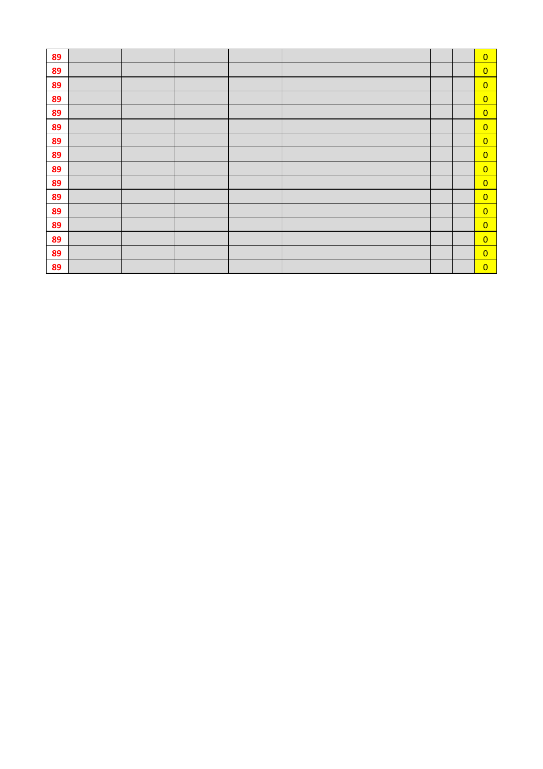| | | | | | | | | |
|---|---|---|---|---|---|---|---|---|
| 89 | | | | | | | | 0 |
| 89 | | | | | | | | 0 |
| 89 | | | | | | | | 0 |
| 89 | | | | | | | | 0 |
| 89 | | | | | | | | 0 |
| 89 | | | | | | | | 0 |
| 89 | | | | | | | | 0 |
| 89 | | | | | | | | 0 |
| 89 | | | | | | | | 0 |
| 89 | | | | | | | | 0 |
| 89 | | | | | | | | 0 |
| 89 | | | | | | | | 0 |
| 89 | | | | | | | | 0 |
| 89 | | | | | | | | 0 |
| 89 | | | | | | | | 0 |
| 89 | | | | | | | | 0 |